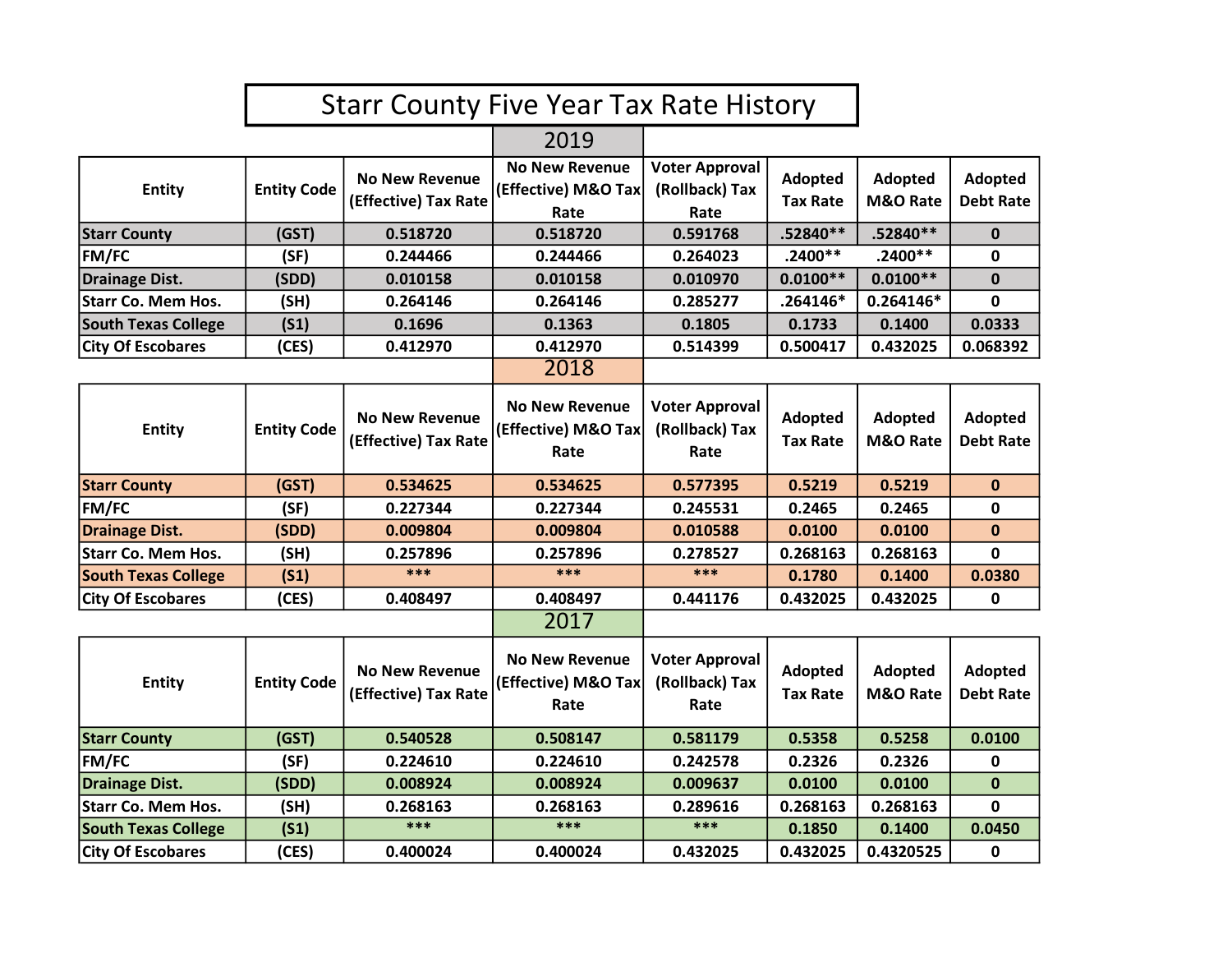# Starr County Five Year Tax Rate History

## 2019

| Entity | Entity Code | No New Revenue (Effective) Tax Rate | No New Revenue (Effective) M&O Tax Rate | Voter Approval (Rollback) Tax Rate | Adopted Tax Rate | Adopted M&O Rate | Adopted Debt Rate |
|---|---|---|---|---|---|---|---|
| **Starr County** | **(GST)** | **0.518720** | **0.518720** | **0.591768** | **.52840**** | **.52840**** | **0** |
| **FM/FC** | **(SF)** | **0.244466** | **0.244466** | **0.264023** | **.2400**** | **.2400**** | **0** |
| **Drainage Dist.** | **(SDD)** | **0.010158** | **0.010158** | **0.010970** | **0.0100**** | **0.0100**** | **0** |
| **Starr Co. Mem Hos.** | **(SH)** | **0.264146** | **0.264146** | **0.285277** | **.264146*** | **0.264146*** | **0** |
| **South Texas College** | **(S1)** | **0.1696** | **0.1363** | **0.1805** | **0.1733** | **0.1400** | **0.0333** |
| **City Of Escobares** | **(CES)** | **0.412970** | **0.412970** | **0.514399** | **0.500417** | **0.432025** | **0.068392** |

## 2018

| Entity | Entity Code | No New Revenue (Effective) Tax Rate | No New Revenue (Effective) M&O Tax Rate | Voter Approval (Rollback) Tax Rate | Adopted Tax Rate | Adopted M&O Rate | Adopted Debt Rate |
|---|---|---|---|---|---|---|---|
| **Starr County** | **(GST)** | **0.534625** | **0.534625** | **0.577395** | **0.5219** | **0.5219** | **0** |
| **FM/FC** | **(SF)** | **0.227344** | **0.227344** | **0.245531** | **0.2465** | **0.2465** | **0** |
| **Drainage Dist.** | **(SDD)** | **0.009804** | **0.009804** | **0.010588** | **0.0100** | **0.0100** | **0** |
| **Starr Co. Mem Hos.** | **(SH)** | **0.257896** | **0.257896** | **0.278527** | **0.268163** | **0.268163** | **0** |
| **South Texas College** | **(S1)** | ***** | ***** | ***** | **0.1780** | **0.1400** | **0.0380** |
| **City Of Escobares** | **(CES)** | **0.408497** | **0.408497** | **0.441176** | **0.432025** | **0.432025** | **0** |

## 2017

| Entity | Entity Code | No New Revenue (Effective) Tax Rate | No New Revenue (Effective) M&O Tax Rate | Voter Approval (Rollback) Tax Rate | Adopted Tax Rate | Adopted M&O Rate | Adopted Debt Rate |
|---|---|---|---|---|---|---|---|
| **Starr County** | **(GST)** | **0.540528** | **0.508147** | **0.581179** | **0.5358** | **0.5258** | **0.0100** |
| **FM/FC** | **(SF)** | **0.224610** | **0.224610** | **0.242578** | **0.2326** | **0.2326** | **0** |
| **Drainage Dist.** | **(SDD)** | **0.008924** | **0.008924** | **0.009637** | **0.0100** | **0.0100** | **0** |
| **Starr Co. Mem Hos.** | **(SH)** | **0.268163** | **0.268163** | **0.289616** | **0.268163** | **0.268163** | **0** |
| **South Texas College** | **(S1)** | ***** | ***** | ***** | **0.1850** | **0.1400** | **0.0450** |
| **City Of Escobares** | **(CES)** | **0.400024** | **0.400024** | **0.432025** | **0.432025** | **0.4320525** | **0** |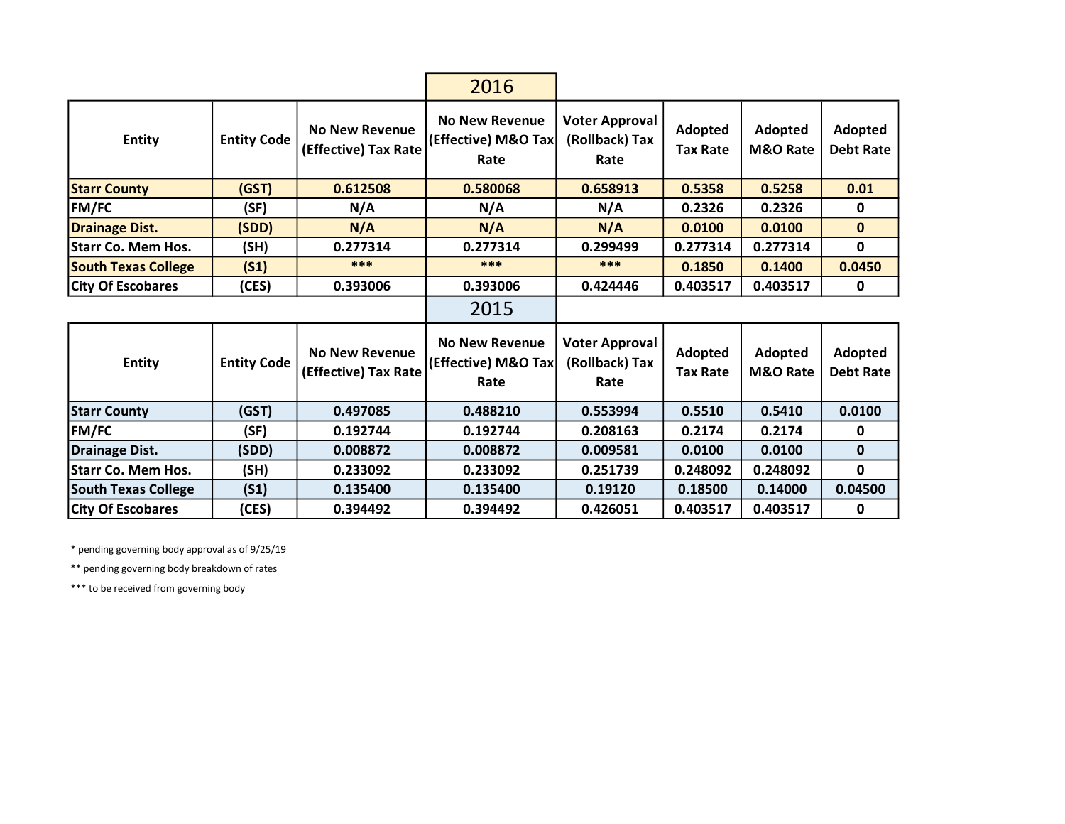## 2016

| Entity | Entity Code | No New Revenue (Effective) Tax Rate | No New Revenue (Effective) M&O Tax Rate | Voter Approval (Rollback) Tax Rate | Adopted Tax Rate | Adopted M&O Rate | Adopted Debt Rate |
|---|---|---|---|---|---|---|---|
| **Starr County** | **(GST)** | **0.612508** | **0.580068** | **0.658913** | **0.5358** | **0.5258** | **0.01** |
| **FM/FC** | **(SF)** | **N/A** | **N/A** | **N/A** | **0.2326** | **0.2326** | **0** |
| **Drainage Dist.** | **(SDD)** | **N/A** | **N/A** | **N/A** | **0.0100** | **0.0100** | **0** |
| **Starr Co. Mem Hos.** | **(SH)** | **0.277314** | **0.277314** | **0.299499** | **0.277314** | **0.277314** | **0** |
| **South Texas College** | **(S1)** | **\*\*\*** | **\*\*\*** | **\*\*\*** | **0.1850** | **0.1400** | **0.0450** |
| **City Of Escobares** | **(CES)** | **0.393006** | **0.393006** | **0.424446** | **0.403517** | **0.403517** | **0** |

## 2015

| Entity | Entity Code | No New Revenue (Effective) Tax Rate | No New Revenue (Effective) M&O Tax Rate | Voter Approval (Rollback) Tax Rate | Adopted Tax Rate | Adopted M&O Rate | Adopted Debt Rate |
|---|---|---|---|---|---|---|---|
| **Starr County** | **(GST)** | **0.497085** | **0.488210** | **0.553994** | **0.5510** | **0.5410** | **0.0100** |
| **FM/FC** | **(SF)** | **0.192744** | **0.192744** | **0.208163** | **0.2174** | **0.2174** | **0** |
| **Drainage Dist.** | **(SDD)** | **0.008872** | **0.008872** | **0.009581** | **0.0100** | **0.0100** | **0** |
| **Starr Co. Mem Hos.** | **(SH)** | **0.233092** | **0.233092** | **0.251739** | **0.248092** | **0.248092** | **0** |
| **South Texas College** | **(S1)** | **0.135400** | **0.135400** | **0.19120** | **0.18500** | **0.14000** | **0.04500** |
| **City Of Escobares** | **(CES)** | **0.394492** | **0.394492** | **0.426051** | **0.403517** | **0.403517** | **0** |

* pending governing body approval as of 9/25/19

** pending governing body breakdown of rates

*** to be received from governing body